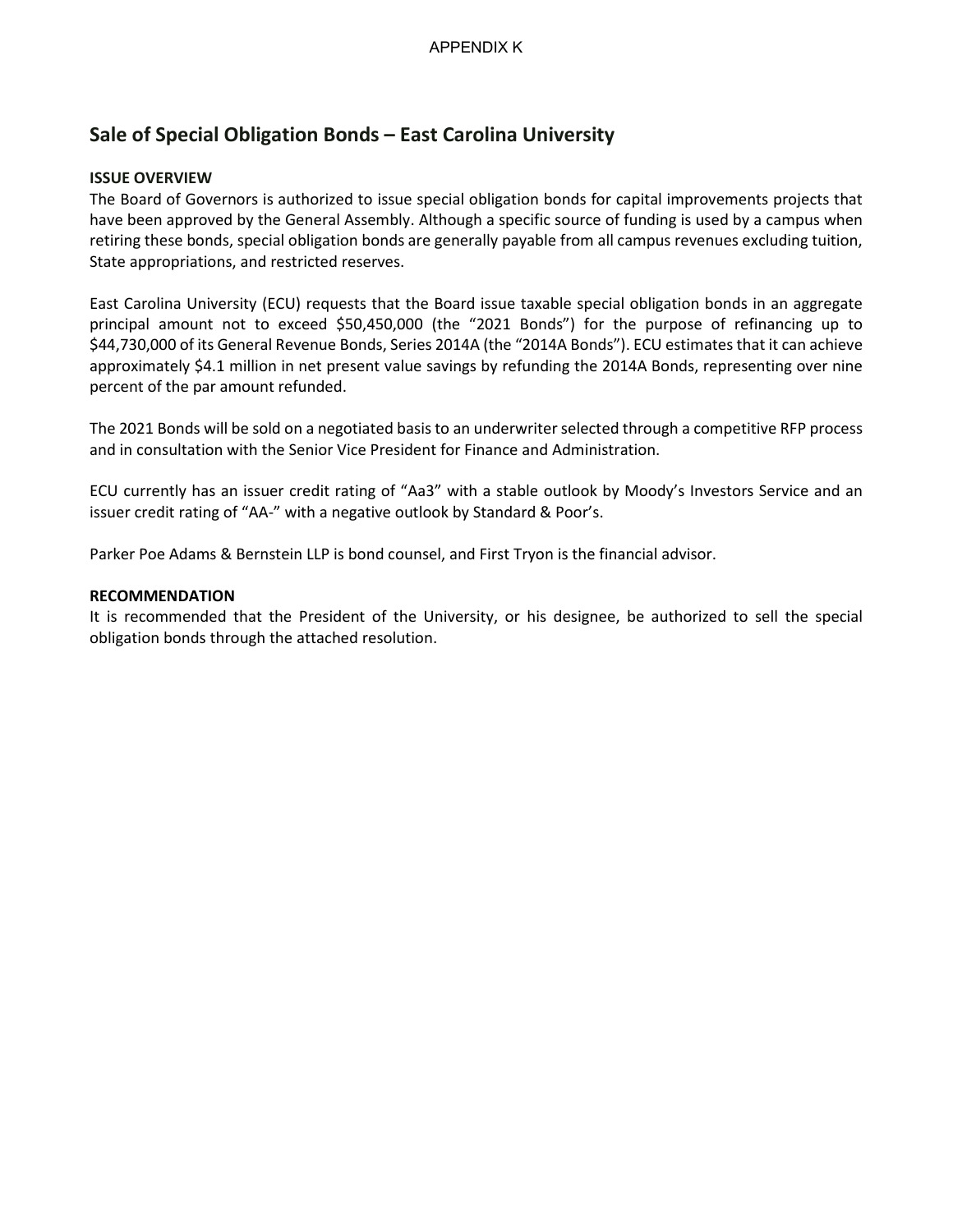APPENDIX K

## Sale of Special Obligation Bonds – East Carolina University

**ISSUE OVERVIEW**

The Board of Governors is authorized to issue special obligation bonds for capital improvements projects that have been approved by the General Assembly. Although a specific source of funding is used by a campus when retiring these bonds, special obligation bonds are generally payable from all campus revenues excluding tuition, State appropriations, and restricted reserves.

East Carolina University (ECU) requests that the Board issue taxable special obligation bonds in an aggregate principal amount not to exceed $50,450,000 (the "2021 Bonds") for the purpose of refinancing up to $44,730,000 of its General Revenue Bonds, Series 2014A (the "2014A Bonds"). ECU estimates that it can achieve approximately $4.1 million in net present value savings by refunding the 2014A Bonds, representing over nine percent of the par amount refunded.

The 2021 Bonds will be sold on a negotiated basis to an underwriter selected through a competitive RFP process and in consultation with the Senior Vice President for Finance and Administration.

ECU currently has an issuer credit rating of "Aa3" with a stable outlook by Moody's Investors Service and an issuer credit rating of "AA-" with a negative outlook by Standard & Poor's.

Parker Poe Adams & Bernstein LLP is bond counsel, and First Tryon is the financial advisor.

**RECOMMENDATION**

It is recommended that the President of the University, or his designee, be authorized to sell the special obligation bonds through the attached resolution.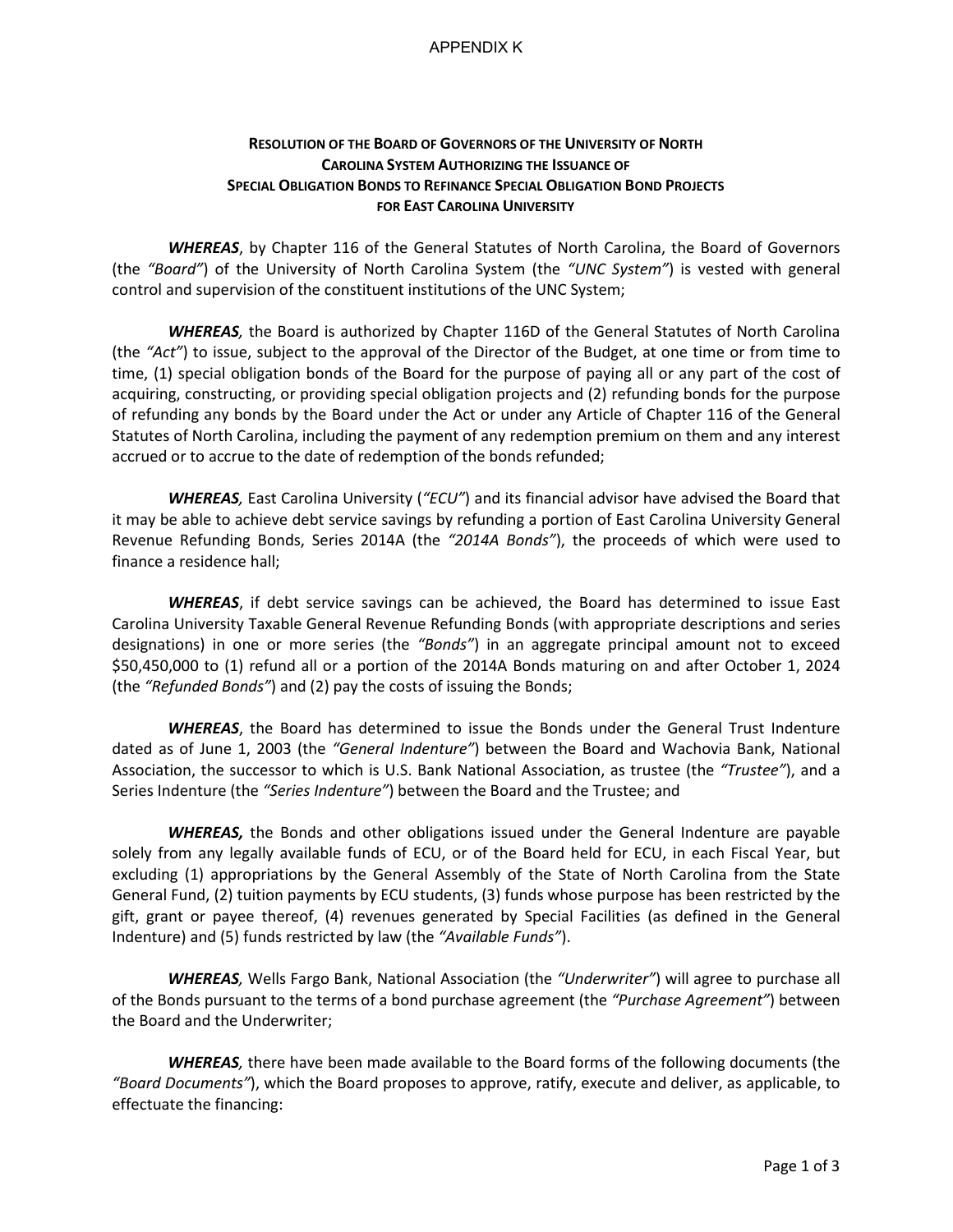APPENDIX K

**Resolution of the Board of Governors of the University of North Carolina System Authorizing the Issuance of Special Obligation Bonds to Refinance Special Obligation Bond Projects for East Carolina University**

***WHEREAS***, by Chapter 116 of the General Statutes of North Carolina, the Board of Governors (the *"Board"*) of the University of North Carolina System (the *"UNC System"*) is vested with general control and supervision of the constituent institutions of the UNC System;

***WHEREAS,*** the Board is authorized by Chapter 116D of the General Statutes of North Carolina (the *"Act"*) to issue, subject to the approval of the Director of the Budget, at one time or from time to time, (1) special obligation bonds of the Board for the purpose of paying all or any part of the cost of acquiring, constructing, or providing special obligation projects and (2) refunding bonds for the purpose of refunding any bonds by the Board under the Act or under any Article of Chapter 116 of the General Statutes of North Carolina, including the payment of any redemption premium on them and any interest accrued or to accrue to the date of redemption of the bonds refunded;

***WHEREAS,*** East Carolina University (*"ECU"*) and its financial advisor have advised the Board that it may be able to achieve debt service savings by refunding a portion of East Carolina University General Revenue Refunding Bonds, Series 2014A (the *"2014A Bonds"*), the proceeds of which were used to finance a residence hall;

***WHEREAS***, if debt service savings can be achieved, the Board has determined to issue East Carolina University Taxable General Revenue Refunding Bonds (with appropriate descriptions and series designations) in one or more series (the *"Bonds"*) in an aggregate principal amount not to exceed $50,450,000 to (1) refund all or a portion of the 2014A Bonds maturing on and after October 1, 2024 (the *"Refunded Bonds"*) and (2) pay the costs of issuing the Bonds;

***WHEREAS***, the Board has determined to issue the Bonds under the General Trust Indenture dated as of June 1, 2003 (the *"General Indenture"*) between the Board and Wachovia Bank, National Association, the successor to which is U.S. Bank National Association, as trustee (the *"Trustee"*), and a Series Indenture (the *"Series Indenture"*) between the Board and the Trustee; and

***WHEREAS,*** the Bonds and other obligations issued under the General Indenture are payable solely from any legally available funds of ECU, or of the Board held for ECU, in each Fiscal Year, but excluding (1) appropriations by the General Assembly of the State of North Carolina from the State General Fund, (2) tuition payments by ECU students, (3) funds whose purpose has been restricted by the gift, grant or payee thereof, (4) revenues generated by Special Facilities (as defined in the General Indenture) and (5) funds restricted by law (the *"Available Funds"*).

***WHEREAS,*** Wells Fargo Bank, National Association (the *"Underwriter"*) will agree to purchase all of the Bonds pursuant to the terms of a bond purchase agreement (the *"Purchase Agreement"*) between the Board and the Underwriter;

***WHEREAS,*** there have been made available to the Board forms of the following documents (the *"Board Documents"*), which the Board proposes to approve, ratify, execute and deliver, as applicable, to effectuate the financing: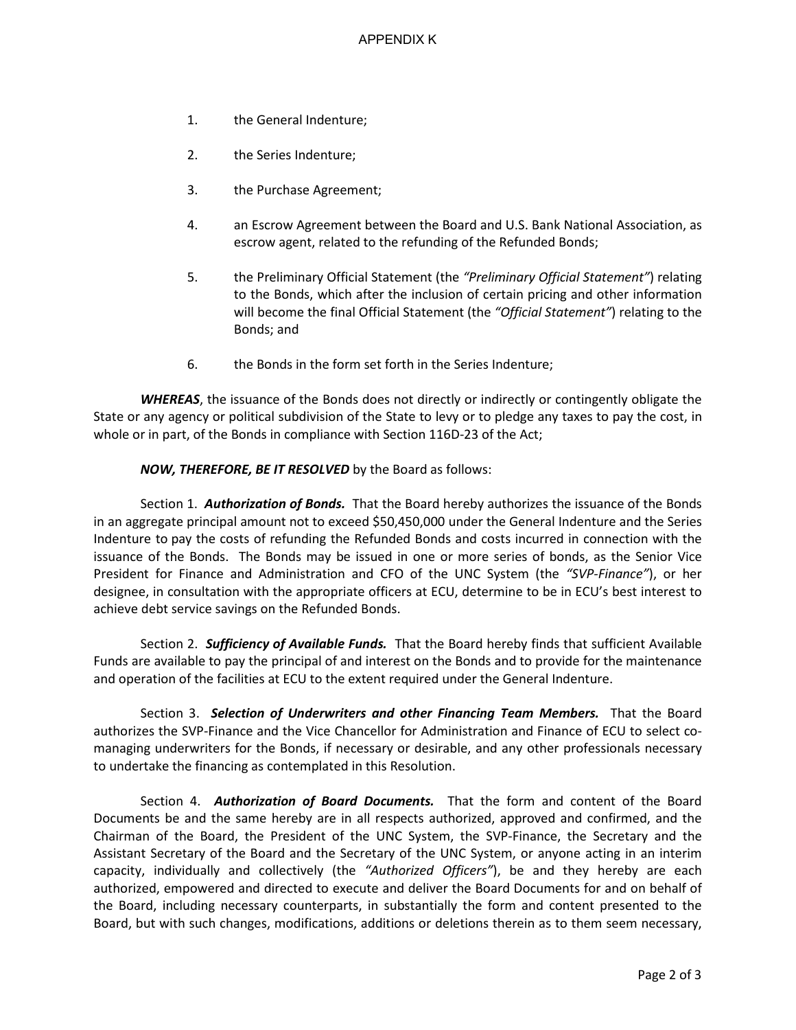1. the General Indenture;

2. the Series Indenture;

3. the Purchase Agreement;

4. an Escrow Agreement between the Board and U.S. Bank National Association, as escrow agent, related to the refunding of the Refunded Bonds;

5. the Preliminary Official Statement (the *"Preliminary Official Statement"*) relating to the Bonds, which after the inclusion of certain pricing and other information will become the final Official Statement (the *"Official Statement"*) relating to the Bonds; and

6. the Bonds in the form set forth in the Series Indenture;

***WHEREAS***, the issuance of the Bonds does not directly or indirectly or contingently obligate the State or any agency or political subdivision of the State to levy or to pledge any taxes to pay the cost, in whole or in part, of the Bonds in compliance with Section 116D-23 of the Act;

***NOW, THEREFORE, BE IT RESOLVED*** by the Board as follows:

Section 1. ***Authorization of Bonds.*** That the Board hereby authorizes the issuance of the Bonds in an aggregate principal amount not to exceed $50,450,000 under the General Indenture and the Series Indenture to pay the costs of refunding the Refunded Bonds and costs incurred in connection with the issuance of the Bonds. The Bonds may be issued in one or more series of bonds, as the Senior Vice President for Finance and Administration and CFO of the UNC System (the *"SVP-Finance"*), or her designee, in consultation with the appropriate officers at ECU, determine to be in ECU's best interest to achieve debt service savings on the Refunded Bonds.

Section 2. ***Sufficiency of Available Funds.*** That the Board hereby finds that sufficient Available Funds are available to pay the principal of and interest on the Bonds and to provide for the maintenance and operation of the facilities at ECU to the extent required under the General Indenture.

Section 3. ***Selection of Underwriters and other Financing Team Members.*** That the Board authorizes the SVP-Finance and the Vice Chancellor for Administration and Finance of ECU to select co-managing underwriters for the Bonds, if necessary or desirable, and any other professionals necessary to undertake the financing as contemplated in this Resolution.

Section 4. ***Authorization of Board Documents.*** That the form and content of the Board Documents be and the same hereby are in all respects authorized, approved and confirmed, and the Chairman of the Board, the President of the UNC System, the SVP-Finance, the Secretary and the Assistant Secretary of the Board and the Secretary of the UNC System, or anyone acting in an interim capacity, individually and collectively (the *"Authorized Officers"*), be and they hereby are each authorized, empowered and directed to execute and deliver the Board Documents for and on behalf of the Board, including necessary counterparts, in substantially the form and content presented to the Board, but with such changes, modifications, additions or deletions therein as to them seem necessary,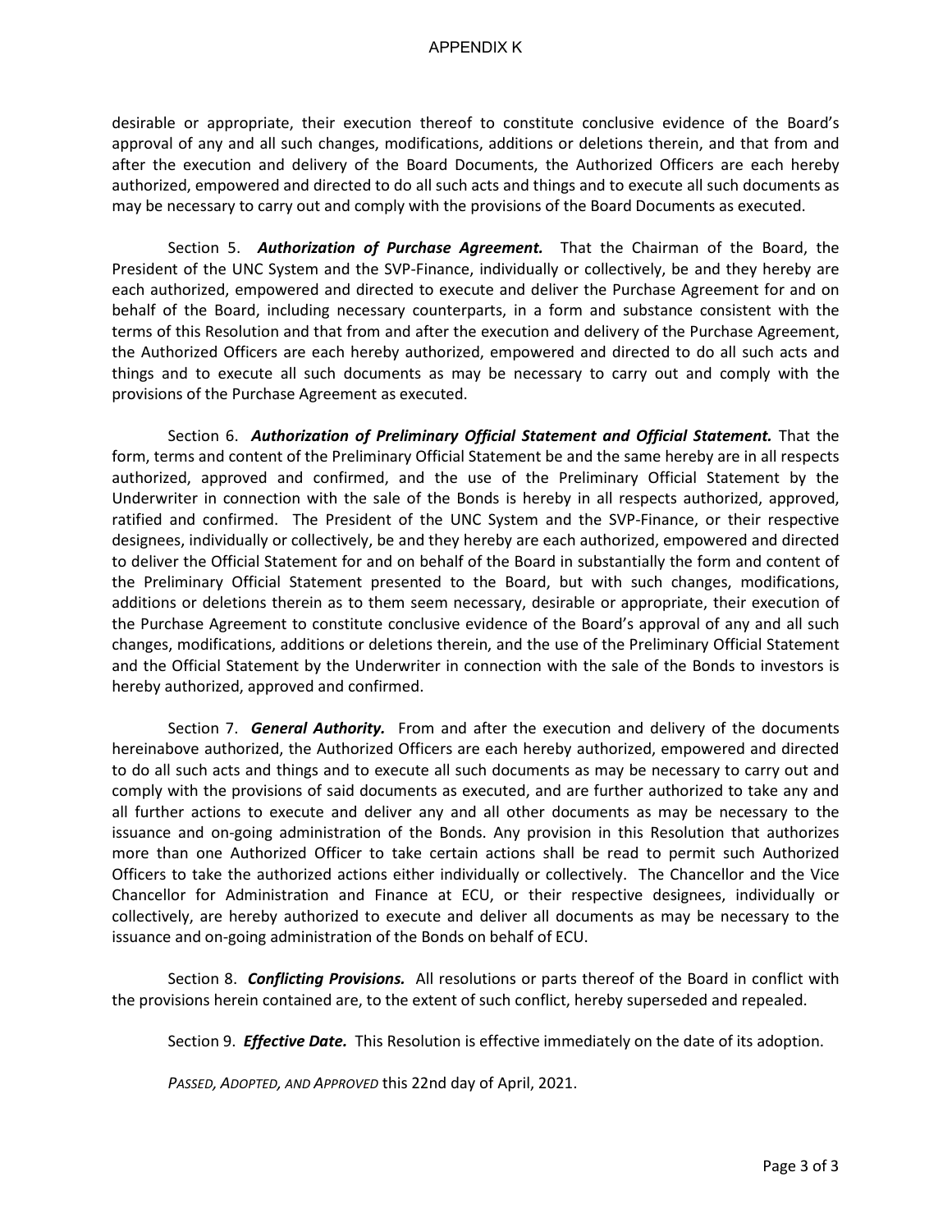desirable or appropriate, their execution thereof to constitute conclusive evidence of the Board's approval of any and all such changes, modifications, additions or deletions therein, and that from and after the execution and delivery of the Board Documents, the Authorized Officers are each hereby authorized, empowered and directed to do all such acts and things and to execute all such documents as may be necessary to carry out and comply with the provisions of the Board Documents as executed.

Section 5. ***Authorization of Purchase Agreement.*** That the Chairman of the Board, the President of the UNC System and the SVP-Finance, individually or collectively, be and they hereby are each authorized, empowered and directed to execute and deliver the Purchase Agreement for and on behalf of the Board, including necessary counterparts, in a form and substance consistent with the terms of this Resolution and that from and after the execution and delivery of the Purchase Agreement, the Authorized Officers are each hereby authorized, empowered and directed to do all such acts and things and to execute all such documents as may be necessary to carry out and comply with the provisions of the Purchase Agreement as executed.

Section 6. ***Authorization of Preliminary Official Statement and Official Statement.*** That the form, terms and content of the Preliminary Official Statement be and the same hereby are in all respects authorized, approved and confirmed, and the use of the Preliminary Official Statement by the Underwriter in connection with the sale of the Bonds is hereby in all respects authorized, approved, ratified and confirmed. The President of the UNC System and the SVP-Finance, or their respective designees, individually or collectively, be and they hereby are each authorized, empowered and directed to deliver the Official Statement for and on behalf of the Board in substantially the form and content of the Preliminary Official Statement presented to the Board, but with such changes, modifications, additions or deletions therein as to them seem necessary, desirable or appropriate, their execution of the Purchase Agreement to constitute conclusive evidence of the Board's approval of any and all such changes, modifications, additions or deletions therein, and the use of the Preliminary Official Statement and the Official Statement by the Underwriter in connection with the sale of the Bonds to investors is hereby authorized, approved and confirmed.

Section 7. ***General Authority.*** From and after the execution and delivery of the documents hereinabove authorized, the Authorized Officers are each hereby authorized, empowered and directed to do all such acts and things and to execute all such documents as may be necessary to carry out and comply with the provisions of said documents as executed, and are further authorized to take any and all further actions to execute and deliver any and all other documents as may be necessary to the issuance and on-going administration of the Bonds. Any provision in this Resolution that authorizes more than one Authorized Officer to take certain actions shall be read to permit such Authorized Officers to take the authorized actions either individually or collectively. The Chancellor and the Vice Chancellor for Administration and Finance at ECU, or their respective designees, individually or collectively, are hereby authorized to execute and deliver all documents as may be necessary to the issuance and on-going administration of the Bonds on behalf of ECU.

Section 8. ***Conflicting Provisions.*** All resolutions or parts thereof of the Board in conflict with the provisions herein contained are, to the extent of such conflict, hereby superseded and repealed.

Section 9. ***Effective Date.*** This Resolution is effective immediately on the date of its adoption.

*PASSED, ADOPTED, AND APPROVED* this 22nd day of April, 2021.